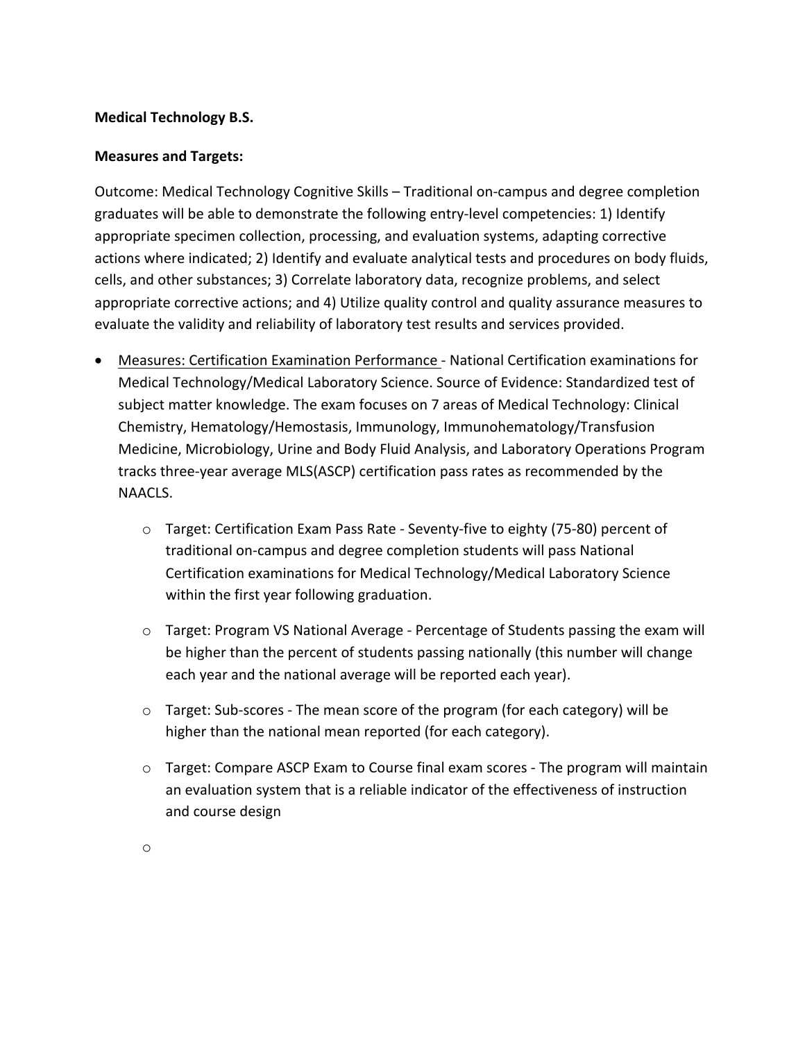**Medical Technology B.S.**

**Measures and Targets:**

Outcome: Medical Technology Cognitive Skills – Traditional on-campus and degree completion graduates will be able to demonstrate the following entry-level competencies: 1) Identify appropriate specimen collection, processing, and evaluation systems, adapting corrective actions where indicated; 2) Identify and evaluate analytical tests and procedures on body fluids, cells, and other substances; 3) Correlate laboratory data, recognize problems, and select appropriate corrective actions; and 4) Utilize quality control and quality assurance measures to evaluate the validity and reliability of laboratory test results and services provided.

- Measures: Certification Examination Performance - National Certification examinations for Medical Technology/Medical Laboratory Science. Source of Evidence: Standardized test of subject matter knowledge. The exam focuses on 7 areas of Medical Technology: Clinical Chemistry, Hematology/Hemostasis, Immunology, Immunohematology/Transfusion Medicine, Microbiology, Urine and Body Fluid Analysis, and Laboratory Operations Program tracks three-year average MLS(ASCP) certification pass rates as recommended by the NAACLS.
    - Target: Certification Exam Pass Rate - Seventy-five to eighty (75-80) percent of traditional on-campus and degree completion students will pass National Certification examinations for Medical Technology/Medical Laboratory Science within the first year following graduation.
    - Target: Program VS National Average - Percentage of Students passing the exam will be higher than the percent of students passing nationally (this number will change each year and the national average will be reported each year).
    - Target: Sub-scores - The mean score of the program (for each category) will be higher than the national mean reported (for each category).
    - Target: Compare ASCP Exam to Course final exam scores - The program will maintain an evaluation system that is a reliable indicator of the effectiveness of instruction and course design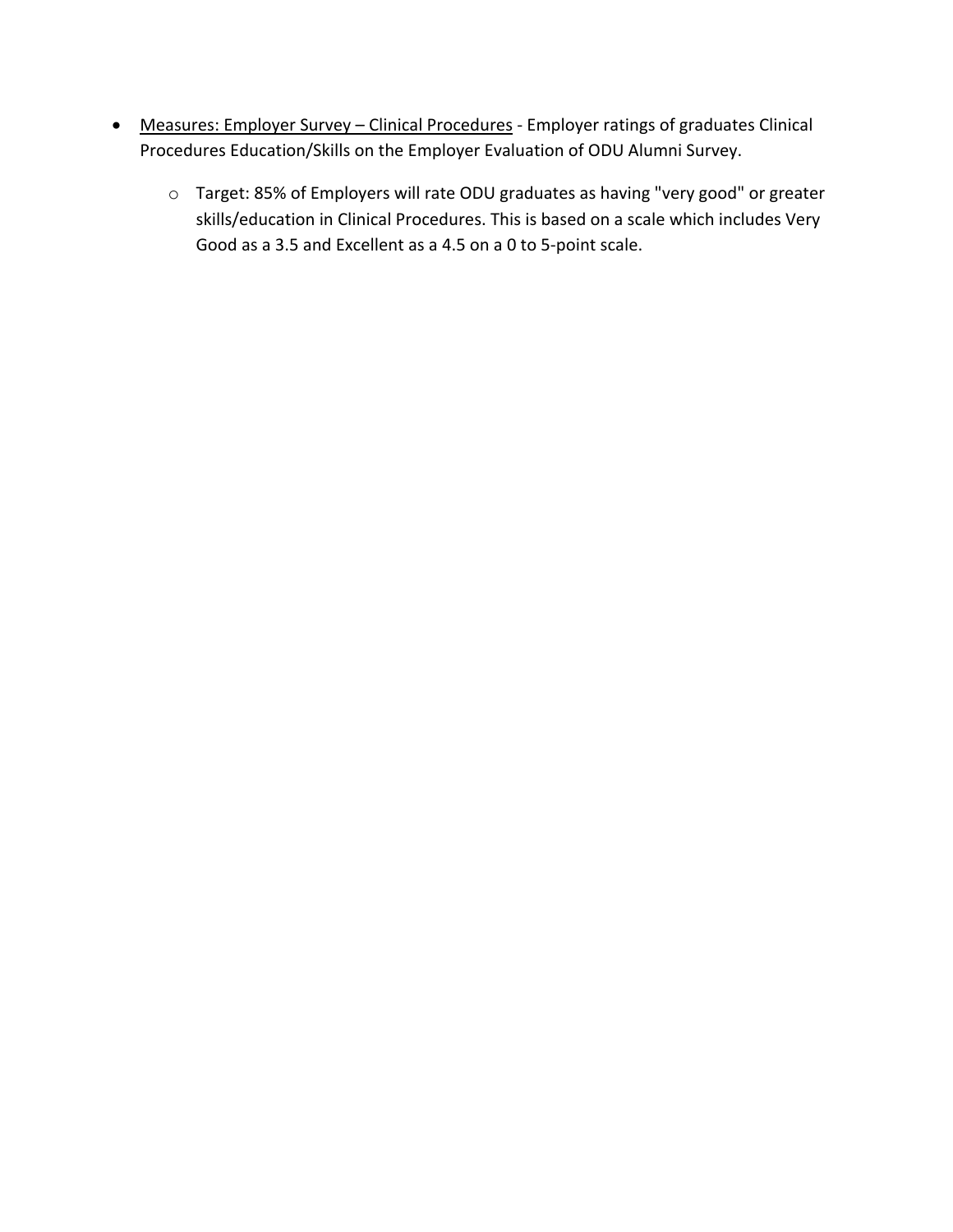- <u>Measures: Employer Survey – Clinical Procedures</u> - Employer ratings of graduates Clinical Procedures Education/Skills on the Employer Evaluation of ODU Alumni Survey.
  - Target: 85% of Employers will rate ODU graduates as having "very good" or greater skills/education in Clinical Procedures. This is based on a scale which includes Very Good as a 3.5 and Excellent as a 4.5 on a 0 to 5-point scale.